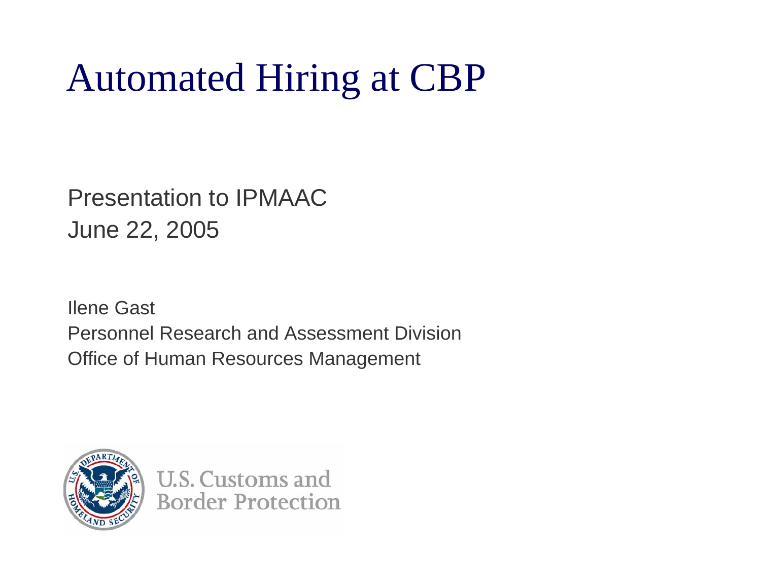# Automated Hiring at CBP

Presentation to IPMAAC
June 22, 2005

Ilene Gast
Personnel Research and Assessment Division
Office of Human Resources Management

U.S. Customs and Border Protection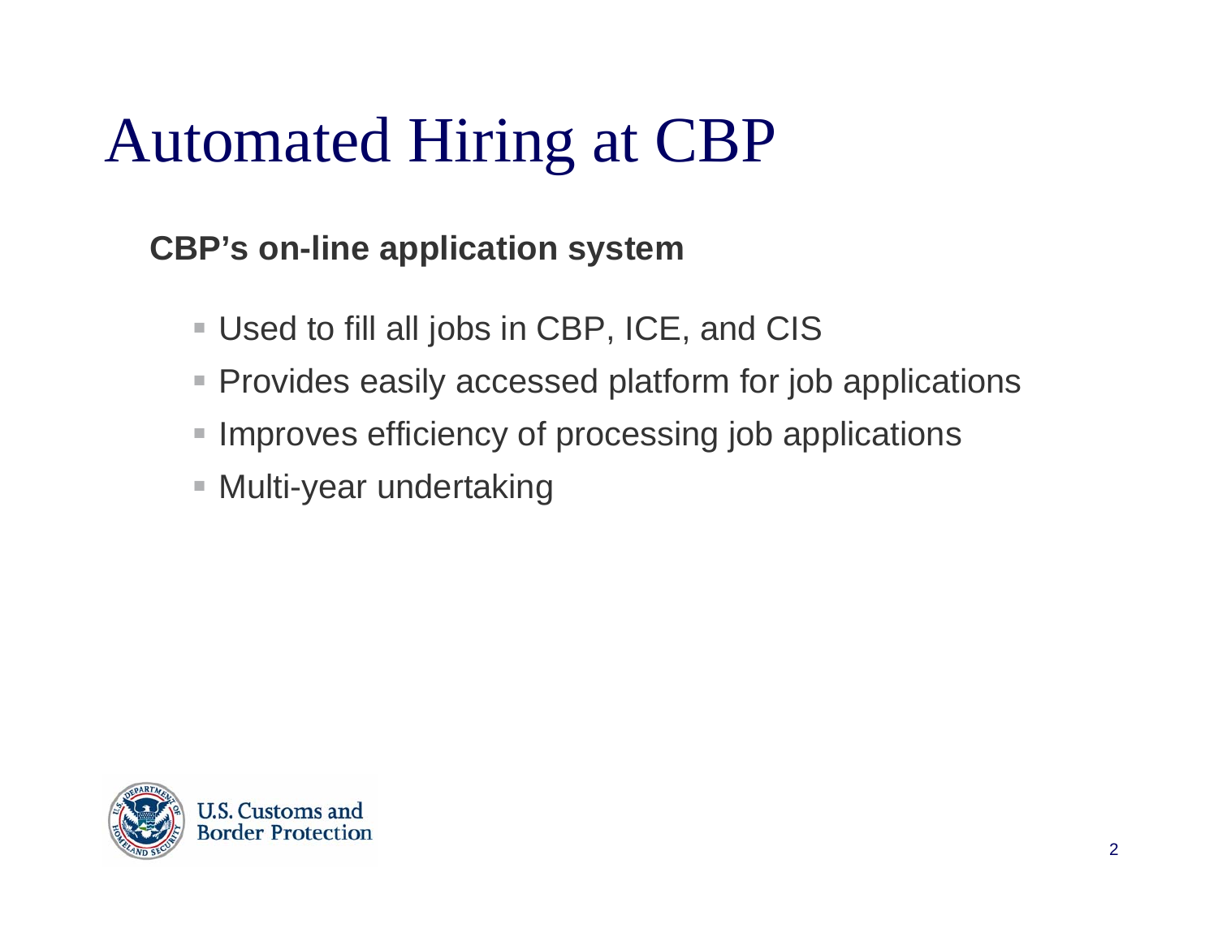# Automated Hiring at CBP

**CBP's on-line application system**

- Used to fill all jobs in CBP, ICE, and CIS
- Provides easily accessed platform for job applications
- Improves efficiency of processing job applications
- Multi-year undertaking

U.S. Customs and Border Protection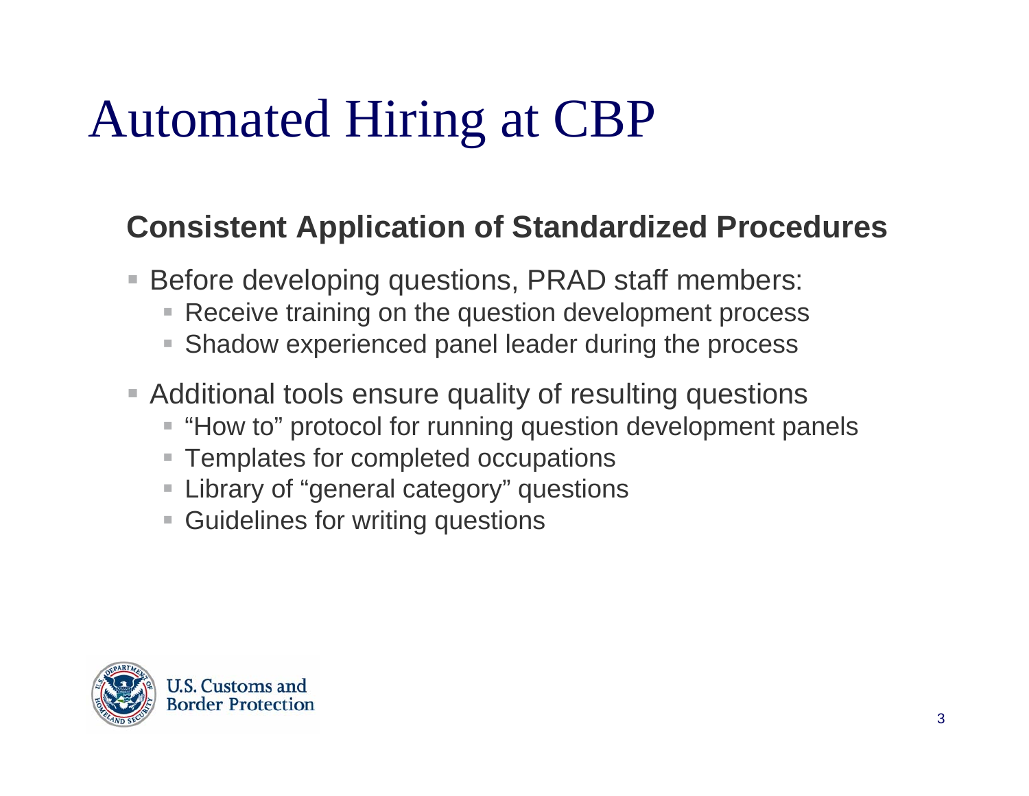# Automated Hiring at CBP

## Consistent Application of Standardized Procedures

- Before developing questions, PRAD staff members:
  - Receive training on the question development process
  - Shadow experienced panel leader during the process
- Additional tools ensure quality of resulting questions
  - "How to" protocol for running question development panels
  - Templates for completed occupations
  - Library of "general category" questions
  - Guidelines for writing questions

U.S. Customs and Border Protection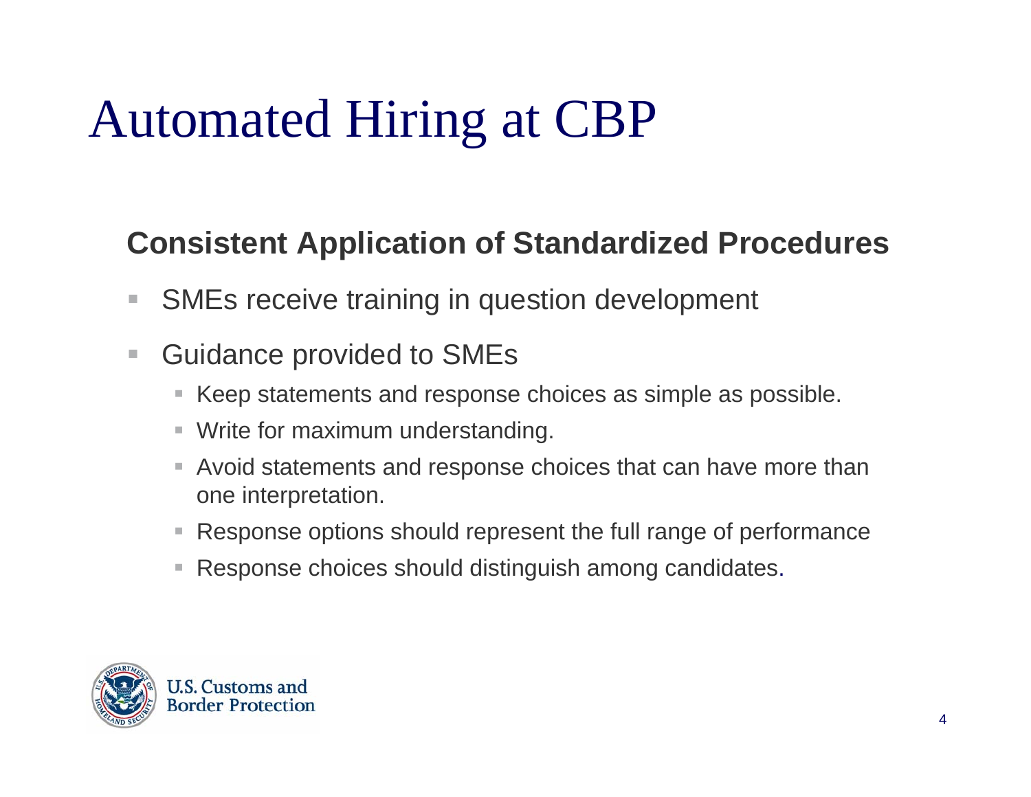# Automated Hiring at CBP

## Consistent Application of Standardized Procedures

- SMEs receive training in question development
- Guidance provided to SMEs
  - Keep statements and response choices as simple as possible.
  - Write for maximum understanding.
  - Avoid statements and response choices that can have more than one interpretation.
  - Response options should represent the full range of performance
  - Response choices should distinguish among candidates.

U.S. Customs and Border Protection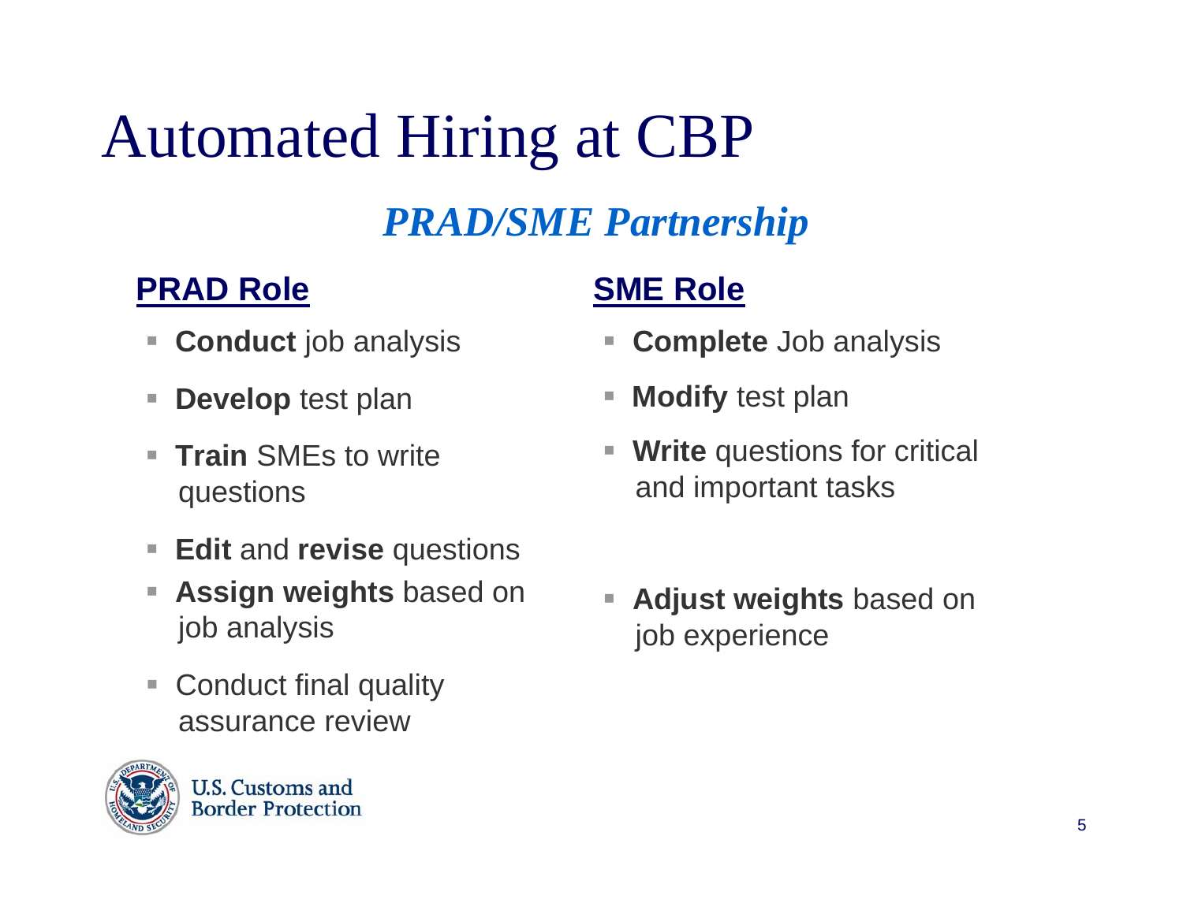# Automated Hiring at CBP

## *PRAD/SME Partnership*

### PRAD Role

- **Conduct** job analysis
- **Develop** test plan
- **Train** SMEs to write questions
- **Edit** and **revise** questions
- **Assign weights** based on job analysis
- Conduct final quality assurance review

### SME Role

- **Complete** Job analysis
- **Modify** test plan
- **Write** questions for critical and important tasks
- **Adjust weights** based on job experience

U.S. Customs and Border Protection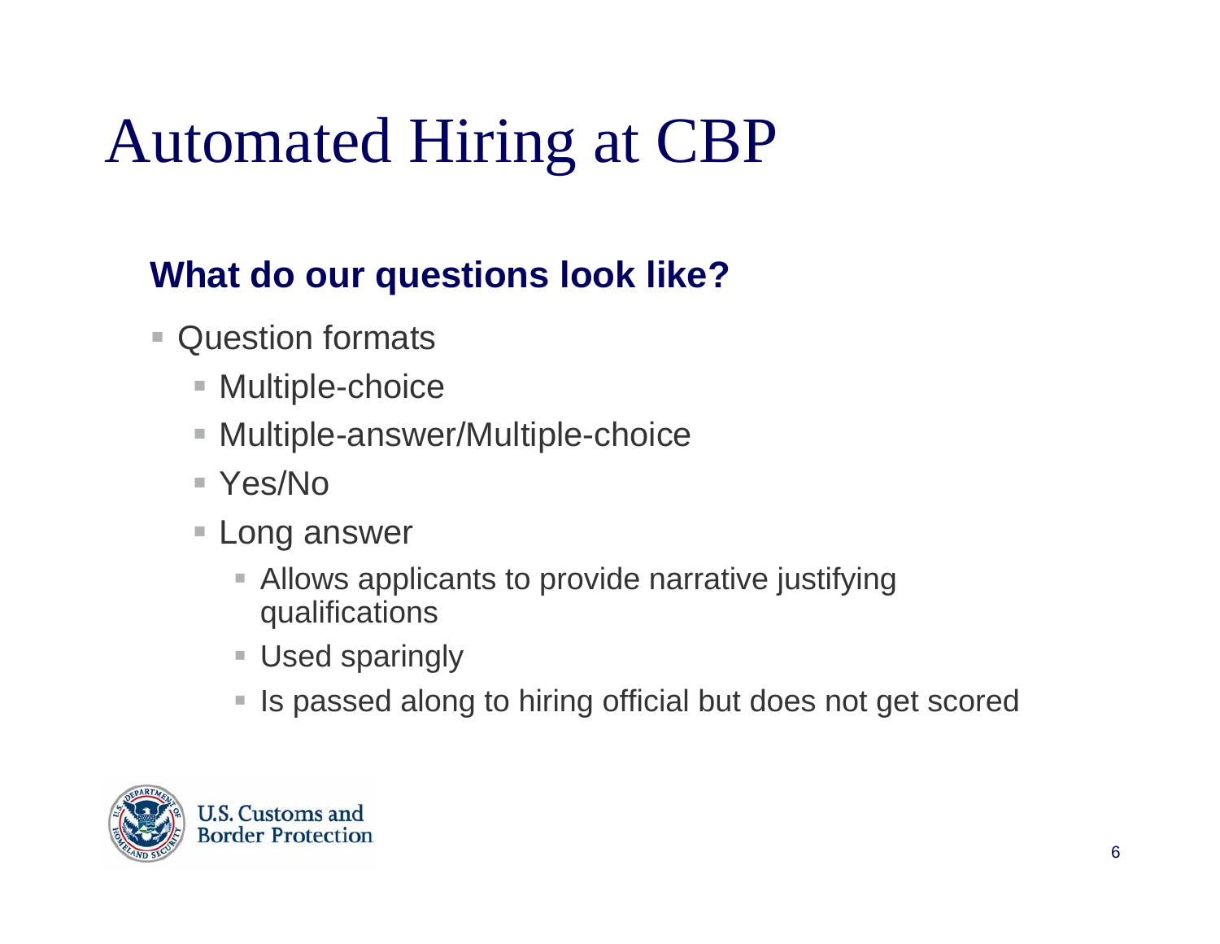# Automated Hiring at CBP

## What do our questions look like?

- Question formats
  - Multiple-choice
  - Multiple-answer/Multiple-choice
  - Yes/No
  - Long answer
    - Allows applicants to provide narrative justifying qualifications
    - Used sparingly
    - Is passed along to hiring official but does not get scored

U.S. Customs and Border Protection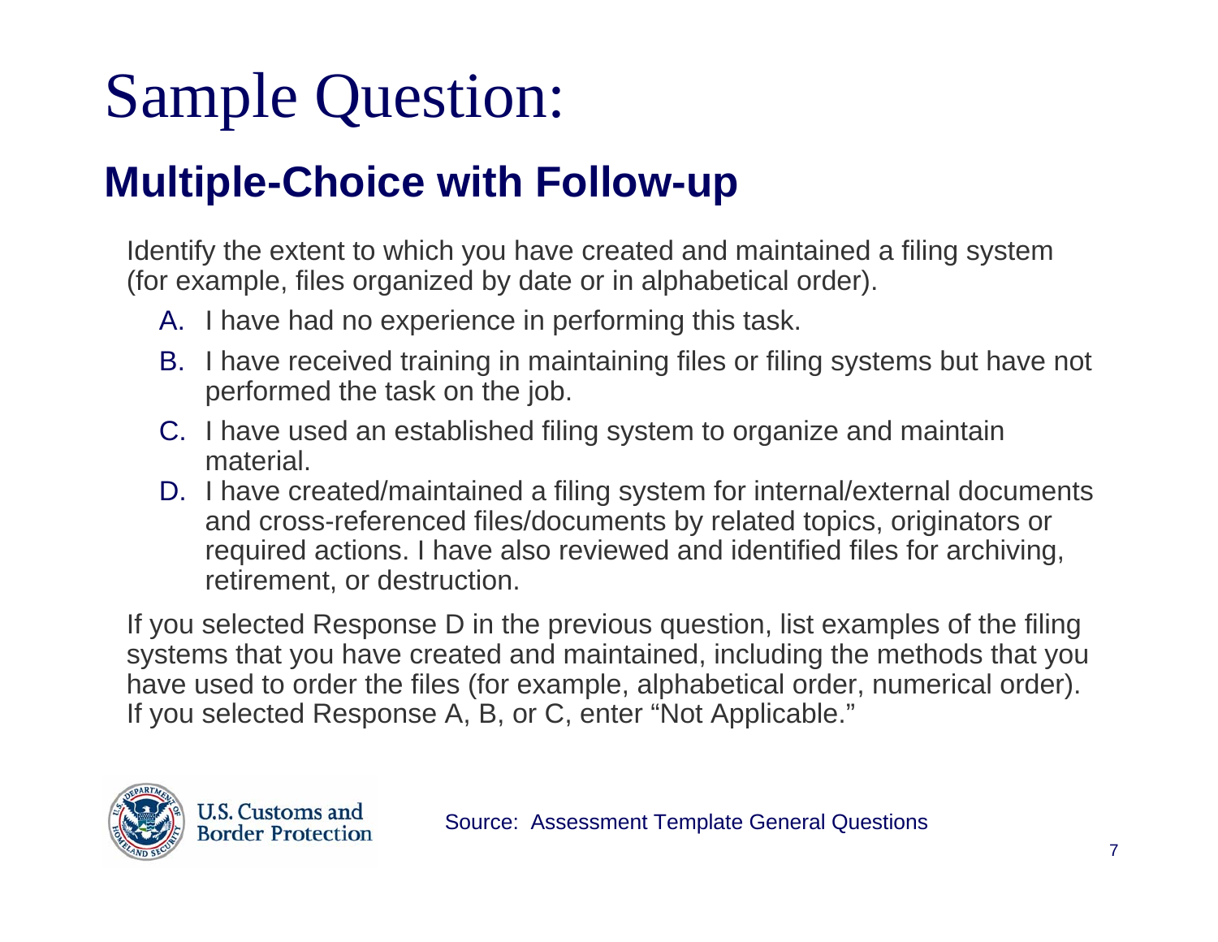# Sample Question:

## Multiple-Choice with Follow-up

Identify the extent to which you have created and maintained a filing system (for example, files organized by date or in alphabetical order).

A. I have had no experience in performing this task.

B. I have received training in maintaining files or filing systems but have not performed the task on the job.

C. I have used an established filing system to organize and maintain material.

D. I have created/maintained a filing system for internal/external documents and cross-referenced files/documents by related topics, originators or required actions. I have also reviewed and identified files for archiving, retirement, or destruction.

If you selected Response D in the previous question, list examples of the filing systems that you have created and maintained, including the methods that you have used to order the files (for example, alphabetical order, numerical order). If you selected Response A, B, or C, enter “Not Applicable.”

U.S. Customs and Border Protection

Source: Assessment Template General Questions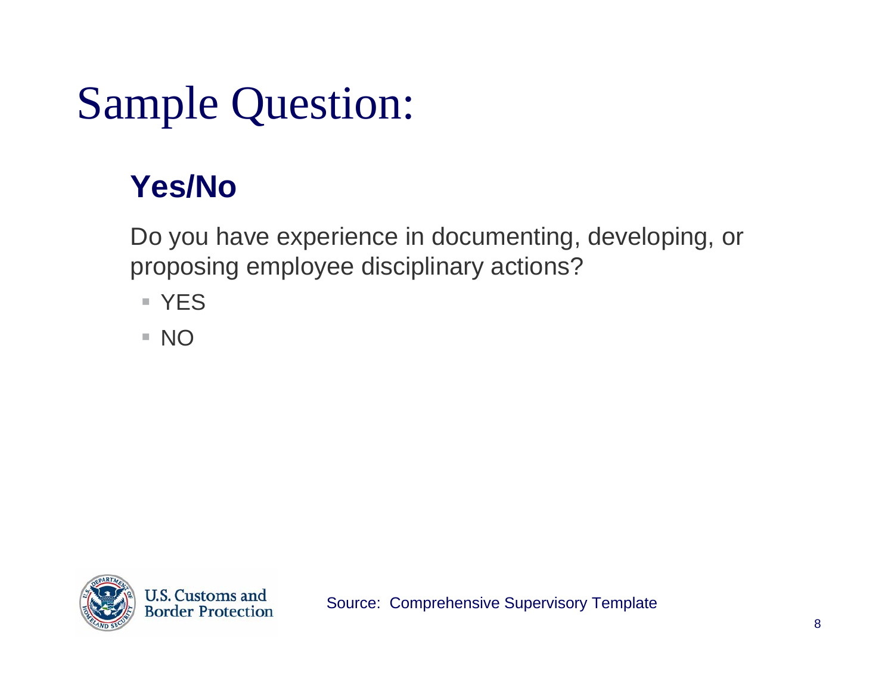# Sample Question:

## Yes/No

Do you have experience in documenting, developing, or proposing employee disciplinary actions?

- YES
- NO

U.S. Customs and Border Protection

Source: Comprehensive Supervisory Template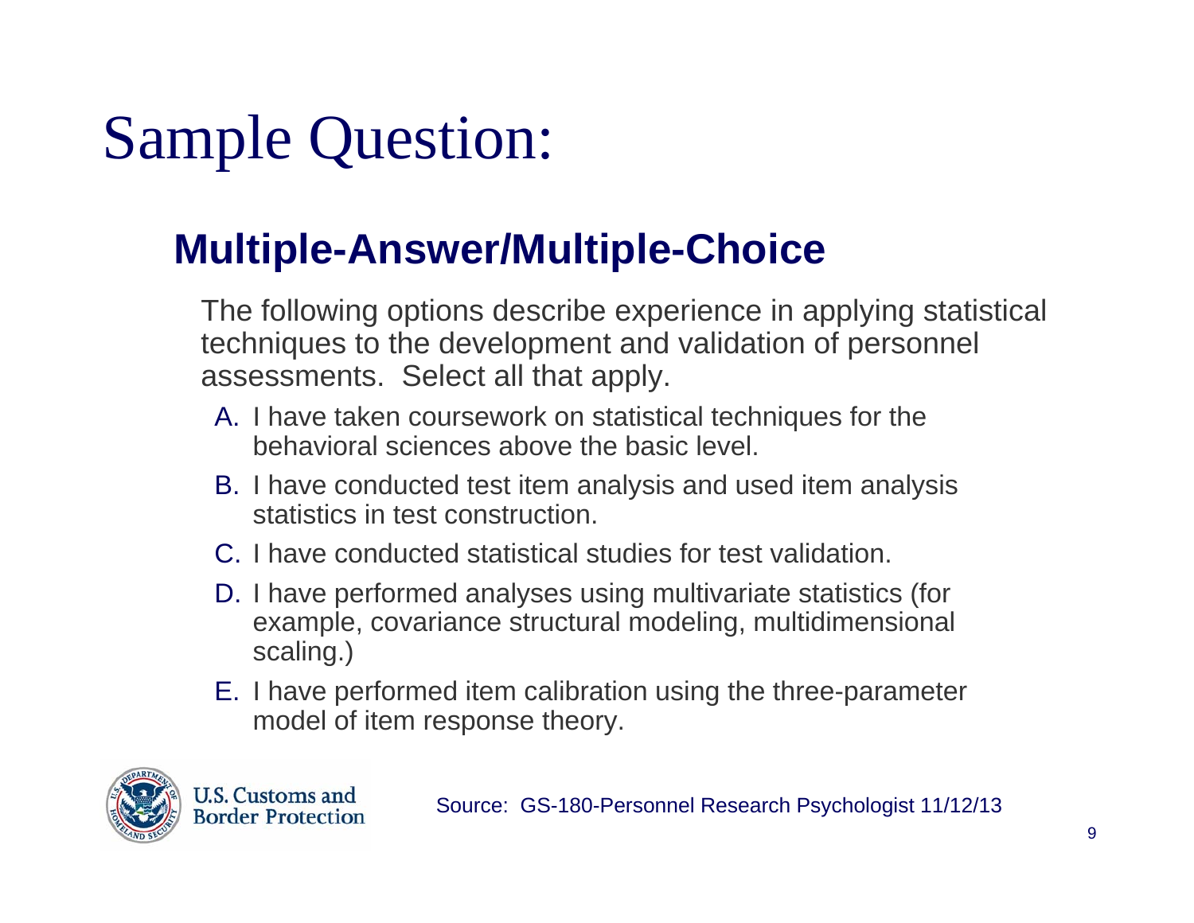# Sample Question:

## Multiple-Answer/Multiple-Choice

The following options describe experience in applying statistical techniques to the development and validation of personnel assessments. Select all that apply.

A. I have taken coursework on statistical techniques for the behavioral sciences above the basic level.

B. I have conducted test item analysis and used item analysis statistics in test construction.

C. I have conducted statistical studies for test validation.

D. I have performed analyses using multivariate statistics (for example, covariance structural modeling, multidimensional scaling.)

E. I have performed item calibration using the three-parameter model of item response theory.

U.S. Customs and Border Protection

Source: GS-180-Personnel Research Psychologist 11/12/13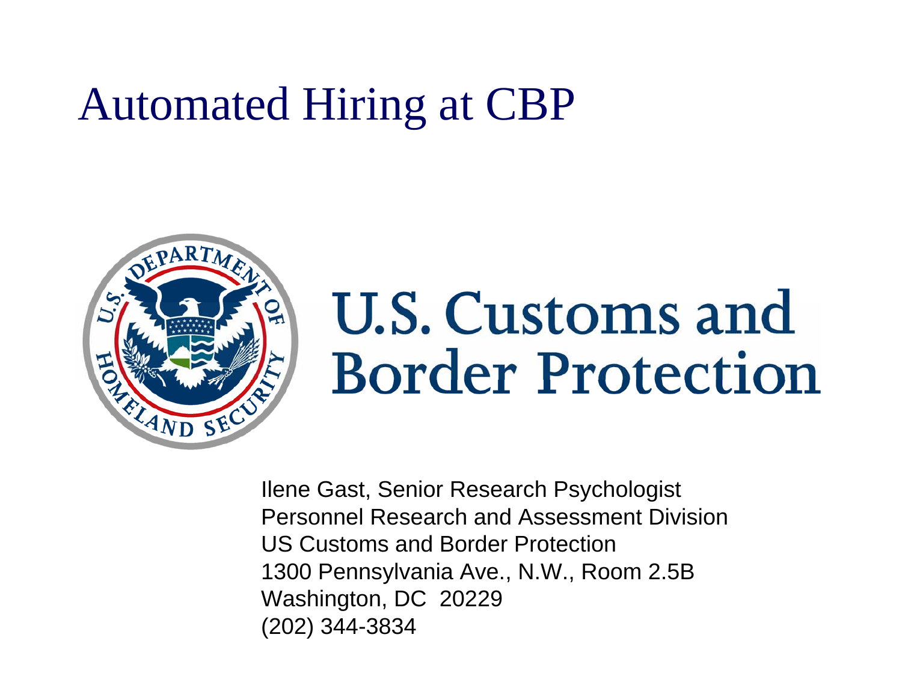# Automated Hiring at CBP

U.S. Customs and Border Protection

Ilene Gast, Senior Research Psychologist
Personnel Research and Assessment Division
US Customs and Border Protection
1300 Pennsylvania Ave., N.W., Room 2.5B
Washington, DC 20229
(202) 344-3834